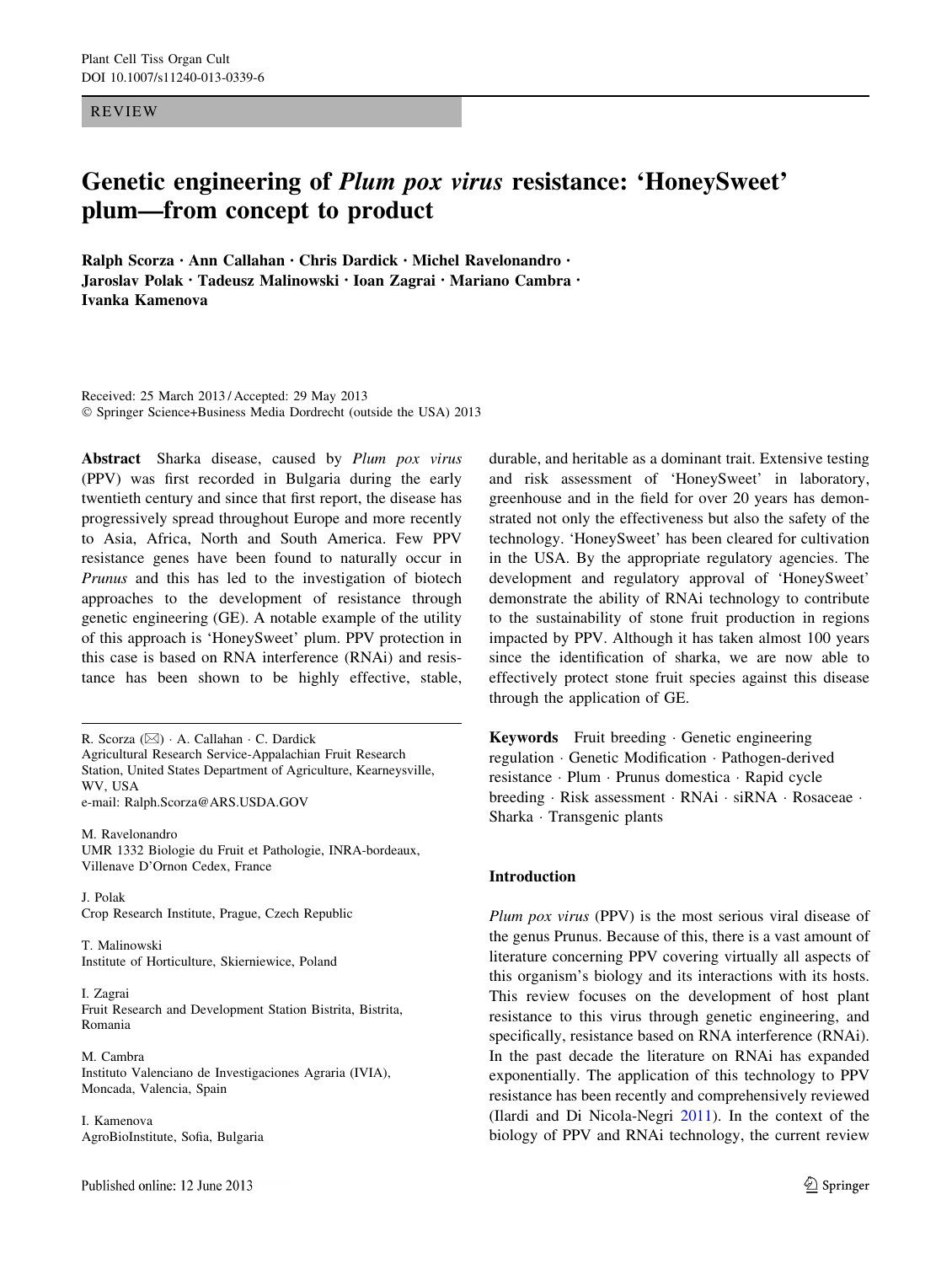REVIEW

# Genetic engineering of *Plum pox virus* resistance: 'HoneySweet' plum—from concept to product

Ralph Scorza · Ann Callahan · Chris Dardick · Michel Ravelonandro · Jaroslav Polak · Tadeusz Malinowski · Ioan Zagrai · Mariano Cambra · Ivanka Kamenova

Received: 25 March 2013 / Accepted: 29 May 2013
© Springer Science+Business Media Dordrecht (outside the USA) 2013

**Abstract** Sharka disease, caused by *Plum pox virus* (PPV) was first recorded in Bulgaria during the early twentieth century and since that first report, the disease has progressively spread throughout Europe and more recently to Asia, Africa, North and South America. Few PPV resistance genes have been found to naturally occur in *Prunus* and this has led to the investigation of biotech approaches to the development of resistance through genetic engineering (GE). A notable example of the utility of this approach is 'HoneySweet' plum. PPV protection in this case is based on RNA interference (RNAi) and resistance has been shown to be highly effective, stable, durable, and heritable as a dominant trait. Extensive testing and risk assessment of 'HoneySweet' in laboratory, greenhouse and in the field for over 20 years has demonstrated not only the effectiveness but also the safety of the technology. 'HoneySweet' has been cleared for cultivation in the USA. By the appropriate regulatory agencies. The development and regulatory approval of 'HoneySweet' demonstrate the ability of RNAi technology to contribute to the sustainability of stone fruit production in regions impacted by PPV. Although it has taken almost 100 years since the identification of sharka, we are now able to effectively protect stone fruit species against this disease through the application of GE.

**Keywords** Fruit breeding · Genetic engineering regulation · Genetic Modification · Pathogen-derived resistance · Plum · Prunus domestica · Rapid cycle breeding · Risk assessment · RNAi · siRNA · Rosaceae · Sharka · Transgenic plants

R. Scorza (✉) · A. Callahan · C. Dardick
Agricultural Research Service-Appalachian Fruit Research Station, United States Department of Agriculture, Kearneysville, WV, USA
e-mail: Ralph.Scorza@ARS.USDA.GOV

M. Ravelonandro
UMR 1332 Biologie du Fruit et Pathologie, INRA-bordeaux, Villenave D'Ornon Cedex, France

J. Polak
Crop Research Institute, Prague, Czech Republic

T. Malinowski
Institute of Horticulture, Skierniewice, Poland

I. Zagrai
Fruit Research and Development Station Bistrita, Bistrita, Romania

M. Cambra
Instituto Valenciano de Investigaciones Agraria (IVIA), Moncada, Valencia, Spain

I. Kamenova
AgroBioInstitute, Sofia, Bulgaria

## Introduction

*Plum pox virus* (PPV) is the most serious viral disease of the genus Prunus. Because of this, there is a vast amount of literature concerning PPV covering virtually all aspects of this organism's biology and its interactions with its hosts. This review focuses on the development of host plant resistance to this virus through genetic engineering, and specifically, resistance based on RNA interference (RNAi). In the past decade the literature on RNAi has expanded exponentially. The application of this technology to PPV resistance has been recently and comprehensively reviewed (Ilardi and Di Nicola-Negri 2011). In the context of the biology of PPV and RNAi technology, the current review

Published online: 12 June 2013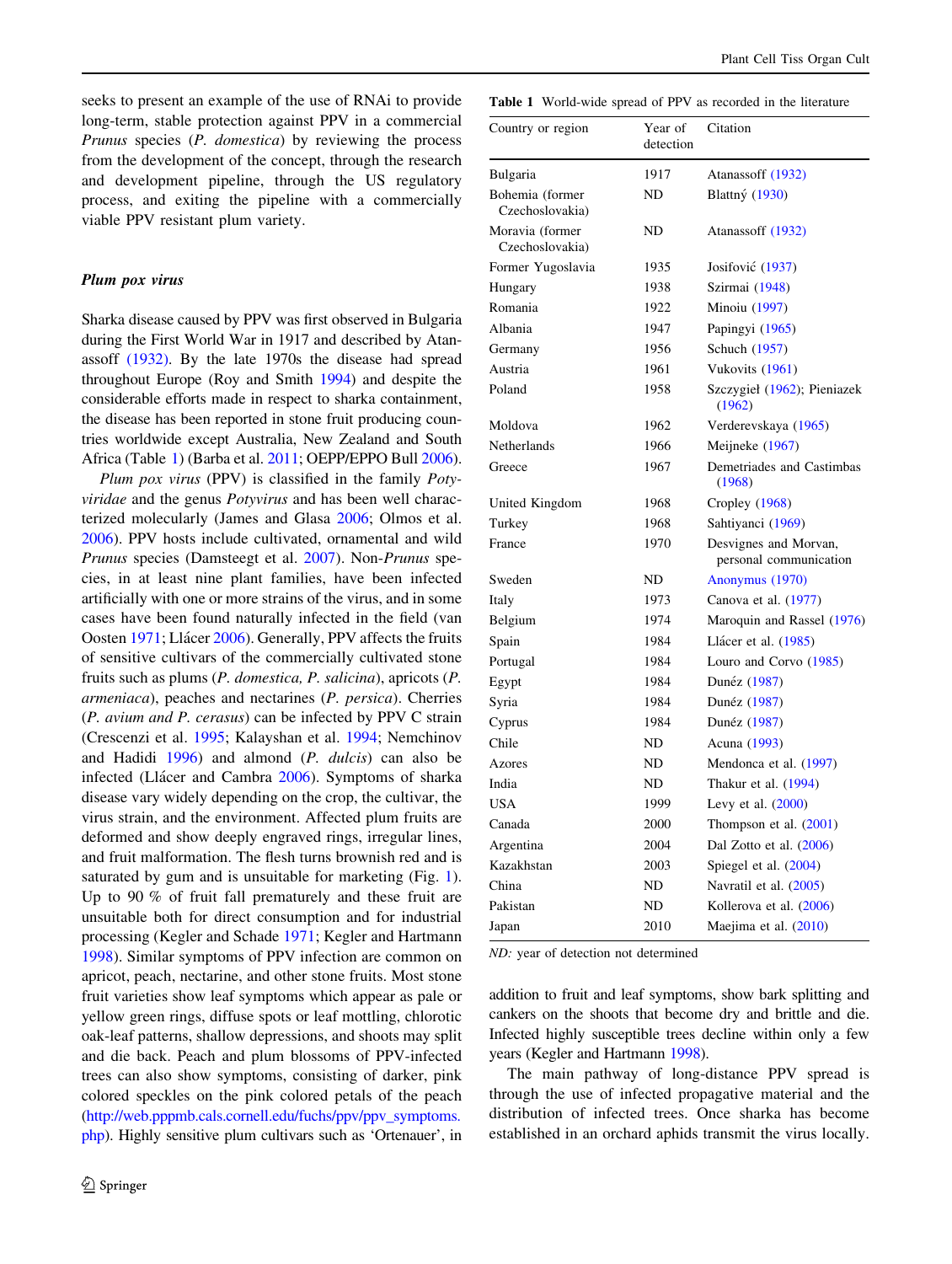seeks to present an example of the use of RNAi to provide long-term, stable protection against PPV in a commercial *Prunus* species (*P. domestica*) by reviewing the process from the development of the concept, through the research and development pipeline, through the US regulatory process, and exiting the pipeline with a commercially viable PPV resistant plum variety.

### *Plum pox virus*

Sharka disease caused by PPV was first observed in Bulgaria during the First World War in 1917 and described by Atanassoff (1932). By the late 1970s the disease had spread throughout Europe (Roy and Smith 1994) and despite the considerable efforts made in respect to sharka containment, the disease has been reported in stone fruit producing countries worldwide except Australia, New Zealand and South Africa (Table 1) (Barba et al. 2011; OEPP/EPPO Bull 2006).

*Plum pox virus* (PPV) is classified in the family *Potyviridae* and the genus *Potyvirus* and has been well characterized molecularly (James and Glasa 2006; Olmos et al. 2006). PPV hosts include cultivated, ornamental and wild *Prunus* species (Damsteegt et al. 2007). Non-*Prunus* species, in at least nine plant families, have been infected artificially with one or more strains of the virus, and in some cases have been found naturally infected in the field (van Oosten 1971; Llácer 2006). Generally, PPV affects the fruits of sensitive cultivars of the commercially cultivated stone fruits such as plums (*P. domestica, P. salicina*), apricots (*P. armeniaca*), peaches and nectarines (*P. persica*). Cherries (*P. avium and P. cerasus*) can be infected by PPV C strain (Crescenzi et al. 1995; Kalayshan et al. 1994; Nemchinov and Hadidi 1996) and almond (*P. dulcis*) can also be infected (Llácer and Cambra 2006). Symptoms of sharka disease vary widely depending on the crop, the cultivar, the virus strain, and the environment. Affected plum fruits are deformed and show deeply engraved rings, irregular lines, and fruit malformation. The flesh turns brownish red and is saturated by gum and is unsuitable for marketing (Fig. 1). Up to 90 % of fruit fall prematurely and these fruit are unsuitable both for direct consumption and for industrial processing (Kegler and Schade 1971; Kegler and Hartmann 1998). Similar symptoms of PPV infection are common on apricot, peach, nectarine, and other stone fruits. Most stone fruit varieties show leaf symptoms which appear as pale or yellow green rings, diffuse spots or leaf mottling, chlorotic oak-leaf patterns, shallow depressions, and shoots may split and die back. Peach and plum blossoms of PPV-infected trees can also show symptoms, consisting of darker, pink colored speckles on the pink colored petals of the peach (http://web.pppmb.cals.cornell.edu/fuchs/ppv/ppv_symptoms.php). Highly sensitive plum cultivars such as 'Ortenauer', in addition to fruit and leaf symptoms, show bark splitting and cankers on the shoots that become dry and brittle and die. Infected highly susceptible trees decline within only a few years (Kegler and Hartmann 1998).

The main pathway of long-distance PPV spread is through the use of infected propagative material and the distribution of infected trees. Once sharka has become established in an orchard aphids transmit the virus locally.

**Table 1** World-wide spread of PPV as recorded in the literature

| Country or region | Year of detection | Citation |
|---|---|---|
| Bulgaria | 1917 | Atanassoff (1932) |
| Bohemia (former Czechoslovakia) | ND | Blattný (1930) |
| Moravia (former Czechoslovakia) | ND | Atanassoff (1932) |
| Former Yugoslavia | 1935 | Josifović (1937) |
| Hungary | 1938 | Szirmai (1948) |
| Romania | 1922 | Minoiu (1997) |
| Albania | 1947 | Papingyi (1965) |
| Germany | 1956 | Schuch (1957) |
| Austria | 1961 | Vukovits (1961) |
| Poland | 1958 | Szczygieł (1962); Pieniazek (1962) |
| Moldova | 1962 | Verderevskaya (1965) |
| Netherlands | 1966 | Meijneke (1967) |
| Greece | 1967 | Demetriades and Castimbas (1968) |
| United Kingdom | 1968 | Cropley (1968) |
| Turkey | 1968 | Sahtiyanci (1969) |
| France | 1970 | Desvignes and Morvan, personal communication |
| Sweden | ND | Anonymus (1970) |
| Italy | 1973 | Canova et al. (1977) |
| Belgium | 1974 | Maroquin and Rassel (1976) |
| Spain | 1984 | Llácer et al. (1985) |
| Portugal | 1984 | Louro and Corvo (1985) |
| Egypt | 1984 | Dunéz (1987) |
| Syria | 1984 | Dunéz (1987) |
| Cyprus | 1984 | Dunéz (1987) |
| Chile | ND | Acuna (1993) |
| Azores | ND | Mendonca et al. (1997) |
| India | ND | Thakur et al. (1994) |
| USA | 1999 | Levy et al. (2000) |
| Canada | 2000 | Thompson et al. (2001) |
| Argentina | 2004 | Dal Zotto et al. (2006) |
| Kazakhstan | 2003 | Spiegel et al. (2004) |
| China | ND | Navratil et al. (2005) |
| Pakistan | ND | Kollerova et al. (2006) |
| Japan | 2010 | Maejima et al. (2010) |

*ND:* year of detection not determined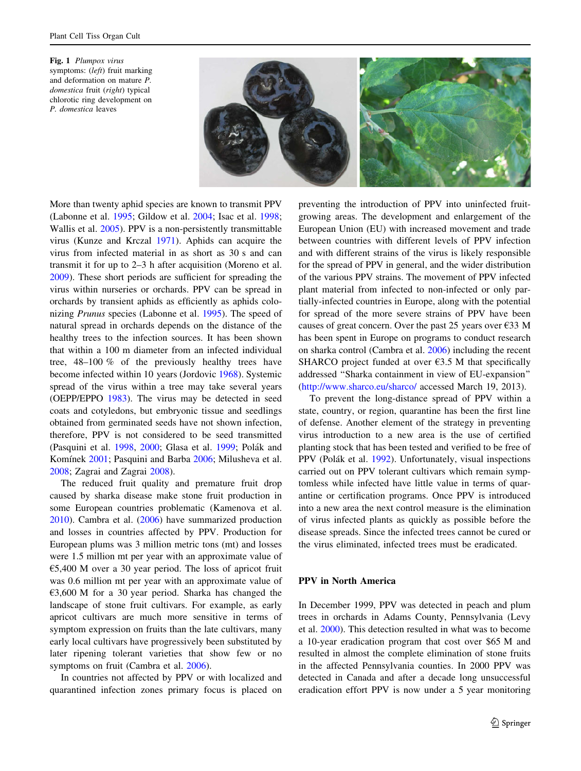**Fig. 1** *Plumpox virus* symptoms: (*left*) fruit marking and deformation on mature *P. domestica* fruit (*right*) typical chlorotic ring development on *P. domestica* leaves

More than twenty aphid species are known to transmit PPV (Labonne et al. 1995; Gildow et al. 2004; Isac et al. 1998; Wallis et al. 2005). PPV is a non-persistently transmittable virus (Kunze and Krczal 1971). Aphids can acquire the virus from infected material in as short as 30 s and can transmit it for up to 2–3 h after acquisition (Moreno et al. 2009). These short periods are sufficient for spreading the virus within nurseries or orchards. PPV can be spread in orchards by transient aphids as efficiently as aphids colonizing *Prunus* species (Labonne et al. 1995). The speed of natural spread in orchards depends on the distance of the healthy trees to the infection sources. It has been shown that within a 100 m diameter from an infected individual tree, 48–100 % of the previously healthy trees have become infected within 10 years (Jordovic 1968). Systemic spread of the virus within a tree may take several years (OEPP/EPPO 1983). The virus may be detected in seed coats and cotyledons, but embryonic tissue and seedlings obtained from germinated seeds have not shown infection, therefore, PPV is not considered to be seed transmitted (Pasquini et al. 1998, 2000; Glasa et al. 1999; Polák and Komínek 2001; Pasquini and Barba 2006; Milusheva et al. 2008; Zagrai and Zagrai 2008).

The reduced fruit quality and premature fruit drop caused by sharka disease make stone fruit production in some European countries problematic (Kamenova et al. 2010). Cambra et al. (2006) have summarized production and losses in countries affected by PPV. Production for European plums was 3 million metric tons (mt) and losses were 1.5 million mt per year with an approximate value of €5,400 M over a 30 year period. The loss of apricot fruit was 0.6 million mt per year with an approximate value of €3,600 M for a 30 year period. Sharka has changed the landscape of stone fruit cultivars. For example, as early apricot cultivars are much more sensitive in terms of symptom expression on fruits than the late cultivars, many early local cultivars have progressively been substituted by later ripening tolerant varieties that show few or no symptoms on fruit (Cambra et al. 2006).

In countries not affected by PPV or with localized and quarantined infection zones primary focus is placed on preventing the introduction of PPV into uninfected fruit-growing areas. The development and enlargement of the European Union (EU) with increased movement and trade between countries with different levels of PPV infection and with different strains of the virus is likely responsible for the spread of PPV in general, and the wider distribution of the various PPV strains. The movement of PPV infected plant material from infected to non-infected or only partially-infected countries in Europe, along with the potential for spread of the more severe strains of PPV have been causes of great concern. Over the past 25 years over €33 M has been spent in Europe on programs to conduct research on sharka control (Cambra et al. 2006) including the recent SHARCO project funded at over €3.5 M that specifically addressed "Sharka containment in view of EU-expansion" (http://www.sharco.eu/sharco/ accessed March 19, 2013).

To prevent the long-distance spread of PPV within a state, country, or region, quarantine has been the first line of defense. Another element of the strategy in preventing virus introduction to a new area is the use of certified planting stock that has been tested and verified to be free of PPV (Polák et al. 1992). Unfortunately, visual inspections carried out on PPV tolerant cultivars which remain symptomless while infected have little value in terms of quarantine or certification programs. Once PPV is introduced into a new area the next control measure is the elimination of virus infected plants as quickly as possible before the disease spreads. Since the infected trees cannot be cured or the virus eliminated, infected trees must be eradicated.

## PPV in North America

In December 1999, PPV was detected in peach and plum trees in orchards in Adams County, Pennsylvania (Levy et al. 2000). This detection resulted in what was to become a 10-year eradication program that cost over $65 M and resulted in almost the complete elimination of stone fruits in the affected Pennsylvania counties. In 2000 PPV was detected in Canada and after a decade long unsuccessful eradication effort PPV is now under a 5 year monitoring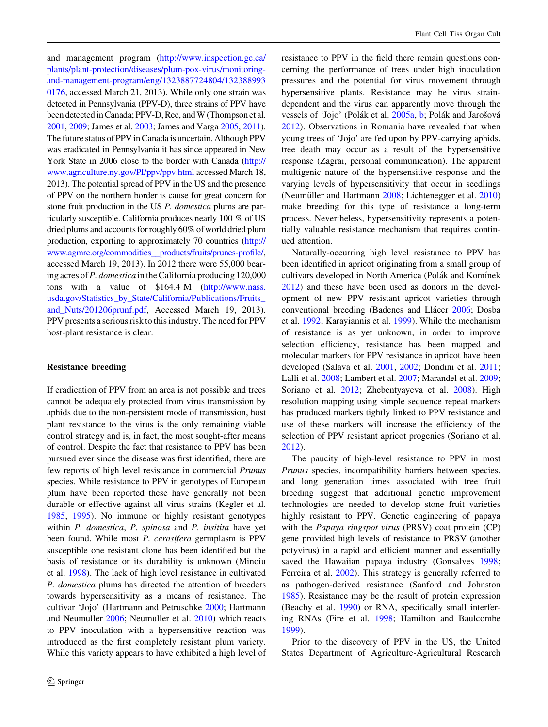and management program (http://www.inspection.gc.ca/plants/plant-protection/diseases/plum-pox-virus/monitoring-and-management-program/eng/1323887724804/1323889930176, accessed March 21, 2013). While only one strain was detected in Pennsylvania (PPV-D), three strains of PPV have been detected in Canada; PPV-D, Rec, and W (Thompson et al. 2001, 2009; James et al. 2003; James and Varga 2005, 2011). The future status of PPV in Canada is uncertain. Although PPV was eradicated in Pennsylvania it has since appeared in New York State in 2006 close to the border with Canada (http://www.agriculture.ny.gov/PI/ppv/ppv.html accessed March 18, 2013). The potential spread of PPV in the US and the presence of PPV on the northern border is cause for great concern for stone fruit production in the US *P. domestica* plums are particularly susceptible. California produces nearly 100 % of US dried plums and accounts for roughly 60% of world dried plum production, exporting to approximately 70 countries (http://www.agmrc.org/commodities__products/fruits/prunes-profile/, accessed March 19, 2013). In 2012 there were 55,000 bearing acres of *P. domestica* in the California producing 120,000 tons with a value of $164.4 M (http://www.nass.usda.gov/Statistics_by_State/California/Publications/Fruits_and_Nuts/201206prunf.pdf, Accessed March 19, 2013). PPV presents a serious risk to this industry. The need for PPV host-plant resistance is clear.

## Resistance breeding

If eradication of PPV from an area is not possible and trees cannot be adequately protected from virus transmission by aphids due to the non-persistent mode of transmission, host plant resistance to the virus is the only remaining viable control strategy and is, in fact, the most sought-after means of control. Despite the fact that resistance to PPV has been pursued ever since the disease was first identified, there are few reports of high level resistance in commercial *Prunus* species. While resistance to PPV in genotypes of European plum have been reported these have generally not been durable or effective against all virus strains (Kegler et al. 1985, 1995). No immune or highly resistant genotypes within *P. domestica*, *P. spinosa* and *P. insitita* have yet been found. While most *P. cerasifera* germplasm is PPV susceptible one resistant clone has been identified but the basis of resistance or its durability is unknown (Minoiu et al. 1998). The lack of high level resistance in cultivated *P. domestica* plums has directed the attention of breeders towards hypersensitivity as a means of resistance. The cultivar 'Jojo' (Hartmann and Petruschke 2000; Hartmann and Neumüller 2006; Neumüller et al. 2010) which reacts to PPV inoculation with a hypersensitive reaction was introduced as the first completely resistant plum variety. While this variety appears to have exhibited a high level of resistance to PPV in the field there remain questions concerning the performance of trees under high inoculation pressures and the potential for virus movement through hypersensitive plants. Resistance may be virus strain-dependent and the virus can apparently move through the vessels of 'Jojo' (Polák et al. 2005a, b; Polák and Jarošová 2012). Observations in Romania have revealed that when young trees of 'Jojo' are fed upon by PPV-carrying aphids, tree death may occur as a result of the hypersensitive response (Zagrai, personal communication). The apparent multigenic nature of the hypersensitive response and the varying levels of hypersensitivity that occur in seedlings (Neumüller and Hartmann 2008; Lichtenegger et al. 2010) make breeding for this type of resistance a long-term process. Nevertheless, hypersensitivity represents a potentially valuable resistance mechanism that requires continued attention.

Naturally-occurring high level resistance to PPV has been identified in apricot originating from a small group of cultivars developed in North America (Polák and Komínek 2012) and these have been used as donors in the development of new PPV resistant apricot varieties through conventional breeding (Badenes and Llácer 2006; Dosba et al. 1992; Karayiannis et al. 1999). While the mechanism of resistance is as yet unknown, in order to improve selection efficiency, resistance has been mapped and molecular markers for PPV resistance in apricot have been developed (Salava et al. 2001, 2002; Dondini et al. 2011; Lalli et al. 2008; Lambert et al. 2007; Marandel et al. 2009; Soriano et al. 2012; Zhebentyayeva et al. 2008). High resolution mapping using simple sequence repeat markers has produced markers tightly linked to PPV resistance and use of these markers will increase the efficiency of the selection of PPV resistant apricot progenies (Soriano et al. 2012).

The paucity of high-level resistance to PPV in most *Prunus* species, incompatibility barriers between species, and long generation times associated with tree fruit breeding suggest that additional genetic improvement technologies are needed to develop stone fruit varieties highly resistant to PPV. Genetic engineering of papaya with the *Papaya ringspot virus* (PRSV) coat protein (CP) gene provided high levels of resistance to PRSV (another potyvirus) in a rapid and efficient manner and essentially saved the Hawaiian papaya industry (Gonsalves 1998; Ferreira et al. 2002). This strategy is generally referred to as pathogen-derived resistance (Sanford and Johnston 1985). Resistance may be the result of protein expression (Beachy et al. 1990) or RNA, specifically small interfering RNAs (Fire et al. 1998; Hamilton and Baulcombe 1999).

Prior to the discovery of PPV in the US, the United States Department of Agriculture-Agricultural Research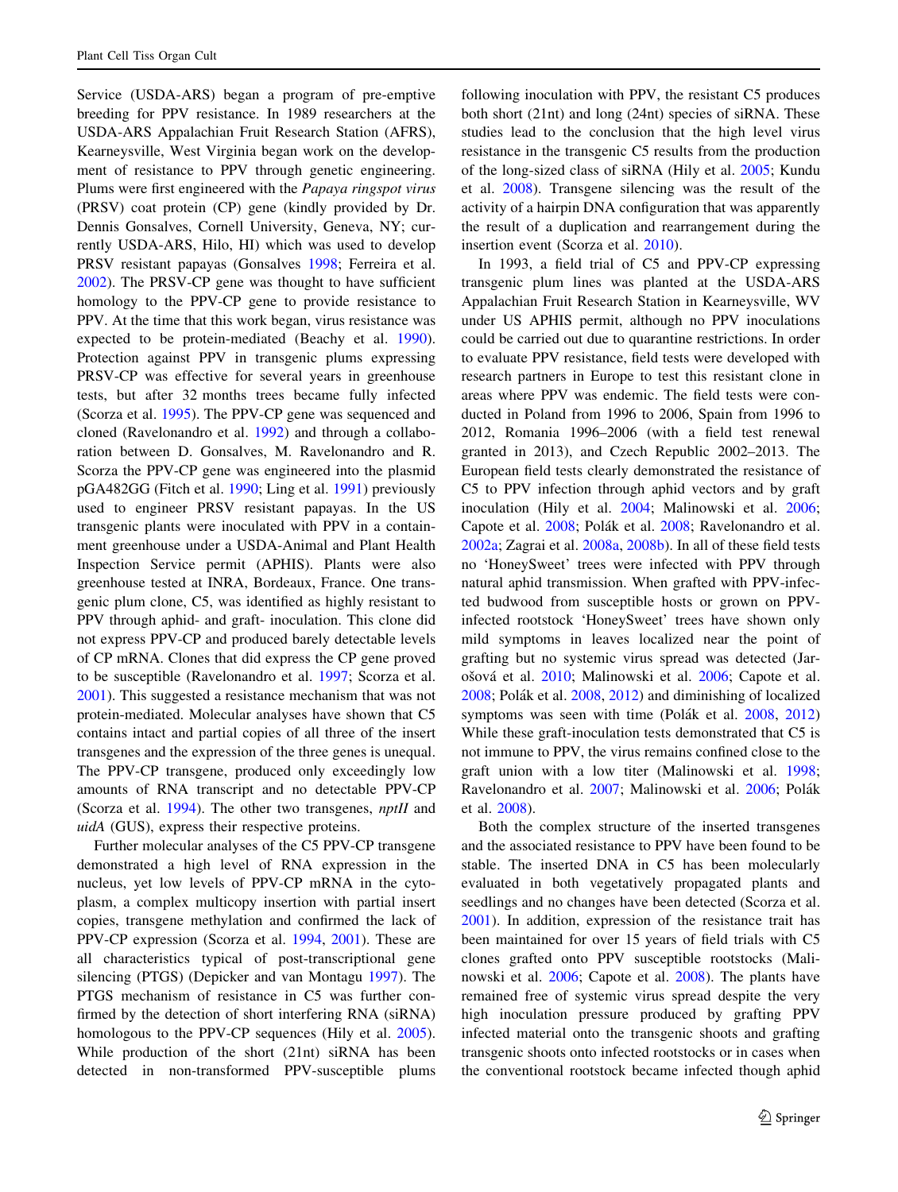Service (USDA-ARS) began a program of pre-emptive breeding for PPV resistance. In 1989 researchers at the USDA-ARS Appalachian Fruit Research Station (AFRS), Kearneysville, West Virginia began work on the development of resistance to PPV through genetic engineering. Plums were first engineered with the *Papaya ringspot virus* (PRSV) coat protein (CP) gene (kindly provided by Dr. Dennis Gonsalves, Cornell University, Geneva, NY; currently USDA-ARS, Hilo, HI) which was used to develop PRSV resistant papayas (Gonsalves 1998; Ferreira et al. 2002). The PRSV-CP gene was thought to have sufficient homology to the PPV-CP gene to provide resistance to PPV. At the time that this work began, virus resistance was expected to be protein-mediated (Beachy et al. 1990). Protection against PPV in transgenic plums expressing PRSV-CP was effective for several years in greenhouse tests, but after 32 months trees became fully infected (Scorza et al. 1995). The PPV-CP gene was sequenced and cloned (Ravelonandro et al. 1992) and through a collaboration between D. Gonsalves, M. Ravelonandro and R. Scorza the PPV-CP gene was engineered into the plasmid pGA482GG (Fitch et al. 1990; Ling et al. 1991) previously used to engineer PRSV resistant papayas. In the US transgenic plants were inoculated with PPV in a containment greenhouse under a USDA-Animal and Plant Health Inspection Service permit (APHIS). Plants were also greenhouse tested at INRA, Bordeaux, France. One transgenic plum clone, C5, was identified as highly resistant to PPV through aphid- and graft- inoculation. This clone did not express PPV-CP and produced barely detectable levels of CP mRNA. Clones that did express the CP gene proved to be susceptible (Ravelonandro et al. 1997; Scorza et al. 2001). This suggested a resistance mechanism that was not protein-mediated. Molecular analyses have shown that C5 contains intact and partial copies of all three of the insert transgenes and the expression of the three genes is unequal. The PPV-CP transgene, produced only exceedingly low amounts of RNA transcript and no detectable PPV-CP (Scorza et al. 1994). The other two transgenes, *nptII* and *uidA* (GUS), express their respective proteins.

Further molecular analyses of the C5 PPV-CP transgene demonstrated a high level of RNA expression in the nucleus, yet low levels of PPV-CP mRNA in the cytoplasm, a complex multicopy insertion with partial insert copies, transgene methylation and confirmed the lack of PPV-CP expression (Scorza et al. 1994, 2001). These are all characteristics typical of post-transcriptional gene silencing (PTGS) (Depicker and van Montagu 1997). The PTGS mechanism of resistance in C5 was further confirmed by the detection of short interfering RNA (siRNA) homologous to the PPV-CP sequences (Hily et al. 2005). While production of the short (21nt) siRNA has been detected in non-transformed PPV-susceptible plums following inoculation with PPV, the resistant C5 produces both short (21nt) and long (24nt) species of siRNA. These studies lead to the conclusion that the high level virus resistance in the transgenic C5 results from the production of the long-sized class of siRNA (Hily et al. 2005; Kundu et al. 2008). Transgene silencing was the result of the activity of a hairpin DNA configuration that was apparently the result of a duplication and rearrangement during the insertion event (Scorza et al. 2010).

In 1993, a field trial of C5 and PPV-CP expressing transgenic plum lines was planted at the USDA-ARS Appalachian Fruit Research Station in Kearneysville, WV under US APHIS permit, although no PPV inoculations could be carried out due to quarantine restrictions. In order to evaluate PPV resistance, field tests were developed with research partners in Europe to test this resistant clone in areas where PPV was endemic. The field tests were conducted in Poland from 1996 to 2006, Spain from 1996 to 2012, Romania 1996–2006 (with a field test renewal granted in 2013), and Czech Republic 2002–2013. The European field tests clearly demonstrated the resistance of C5 to PPV infection through aphid vectors and by graft inoculation (Hily et al. 2004; Malinowski et al. 2006; Capote et al. 2008; Polák et al. 2008; Ravelonandro et al. 2002a; Zagrai et al. 2008a, 2008b). In all of these field tests no 'HoneySweet' trees were infected with PPV through natural aphid transmission. When grafted with PPV-infected budwood from susceptible hosts or grown on PPV-infected rootstock 'HoneySweet' trees have shown only mild symptoms in leaves localized near the point of grafting but no systemic virus spread was detected (Jarošová et al. 2010; Malinowski et al. 2006; Capote et al. 2008; Polák et al. 2008, 2012) and diminishing of localized symptoms was seen with time (Polák et al. 2008, 2012) While these graft-inoculation tests demonstrated that C5 is not immune to PPV, the virus remains confined close to the graft union with a low titer (Malinowski et al. 1998; Ravelonandro et al. 2007; Malinowski et al. 2006; Polák et al. 2008).

Both the complex structure of the inserted transgenes and the associated resistance to PPV have been found to be stable. The inserted DNA in C5 has been molecularly evaluated in both vegetatively propagated plants and seedlings and no changes have been detected (Scorza et al. 2001). In addition, expression of the resistance trait has been maintained for over 15 years of field trials with C5 clones grafted onto PPV susceptible rootstocks (Malinowski et al. 2006; Capote et al. 2008). The plants have remained free of systemic virus spread despite the very high inoculation pressure produced by grafting PPV infected material onto the transgenic shoots and grafting transgenic shoots onto infected rootstocks or in cases when the conventional rootstock became infected though aphid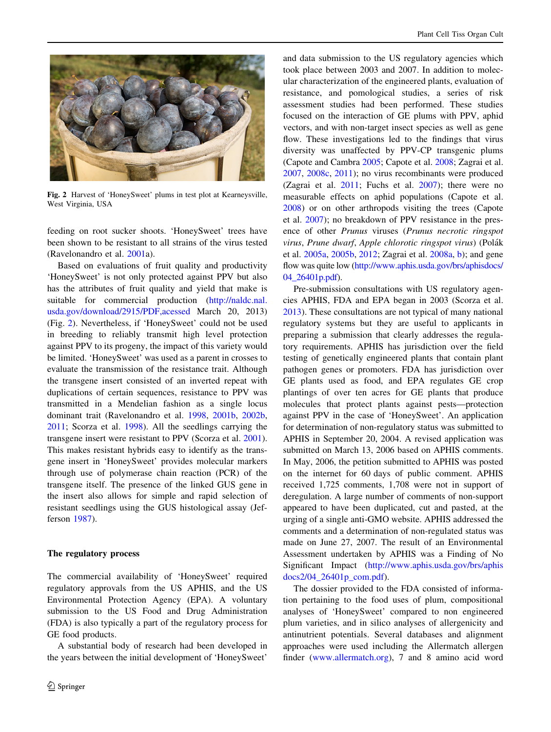Fig. 2 Harvest of 'HoneySweet' plums in test plot at Kearneysville, West Virginia, USA

feeding on root sucker shoots. 'HoneySweet' trees have been shown to be resistant to all strains of the virus tested (Ravelonandro et al. 2001a).

Based on evaluations of fruit quality and productivity 'HoneySweet' is not only protected against PPV but also has the attributes of fruit quality and yield that make is suitable for commercial production (http://naldc.nal.usda.gov/download/2915/PDF,acessed March 20, 2013) (Fig. 2). Nevertheless, if 'HoneySweet' could not be used in breeding to reliably transmit high level protection against PPV to its progeny, the impact of this variety would be limited. 'HoneySweet' was used as a parent in crosses to evaluate the transmission of the resistance trait. Although the transgene insert consisted of an inverted repeat with duplications of certain sequences, resistance to PPV was transmitted in a Mendelian fashion as a single locus dominant trait (Ravelonandro et al. 1998, 2001b, 2002b, 2011; Scorza et al. 1998). All the seedlings carrying the transgene insert were resistant to PPV (Scorza et al. 2001). This makes resistant hybrids easy to identify as the transgene insert in 'HoneySweet' provides molecular markers through use of polymerase chain reaction (PCR) of the transgene itself. The presence of the linked GUS gene in the insert also allows for simple and rapid selection of resistant seedlings using the GUS histological assay (Jefferson 1987).

## The regulatory process

The commercial availability of 'HoneySweet' required regulatory approvals from the US APHIS, and the US Environmental Protection Agency (EPA). A voluntary submission to the US Food and Drug Administration (FDA) is also typically a part of the regulatory process for GE food products.

A substantial body of research had been developed in the years between the initial development of 'HoneySweet' and data submission to the US regulatory agencies which took place between 2003 and 2007. In addition to molecular characterization of the engineered plants, evaluation of resistance, and pomological studies, a series of risk assessment studies had been performed. These studies focused on the interaction of GE plums with PPV, aphid vectors, and with non-target insect species as well as gene flow. These investigations led to the findings that virus diversity was unaffected by PPV-CP transgenic plums (Capote and Cambra 2005; Capote et al. 2008; Zagrai et al. 2007, 2008c, 2011); no virus recombinants were produced (Zagrai et al. 2011; Fuchs et al. 2007); there were no measurable effects on aphid populations (Capote et al. 2008) or on other arthropods visiting the trees (Capote et al. 2007); no breakdown of PPV resistance in the presence of other *Prunus* viruses (*Prunus necrotic ringspot virus*, *Prune dwarf*, *Apple chlorotic ringspot virus*) (Polák et al. 2005a, 2005b, 2012; Zagrai et al. 2008a, b); and gene flow was quite low (http://www.aphis.usda.gov/brs/aphisdocs/04_26401p.pdf).

Pre-submission consultations with US regulatory agencies APHIS, FDA and EPA began in 2003 (Scorza et al. 2013). These consultations are not typical of many national regulatory systems but they are useful to applicants in preparing a submission that clearly addresses the regulatory requirements. APHIS has jurisdiction over the field testing of genetically engineered plants that contain plant pathogen genes or promoters. FDA has jurisdiction over GE plants used as food, and EPA regulates GE crop plantings of over ten acres for GE plants that produce molecules that protect plants against pests—protection against PPV in the case of 'HoneySweet'. An application for determination of non-regulatory status was submitted to APHIS in September 20, 2004. A revised application was submitted on March 13, 2006 based on APHIS comments. In May, 2006, the petition submitted to APHIS was posted on the internet for 60 days of public comment. APHIS received 1,725 comments, 1,708 were not in support of deregulation. A large number of comments of non-support appeared to have been duplicated, cut and pasted, at the urging of a single anti-GMO website. APHIS addressed the comments and a determination of non-regulated status was made on June 27, 2007. The result of an Environmental Assessment undertaken by APHIS was a Finding of No Significant Impact (http://www.aphis.usda.gov/brs/aphisdocs2/04_26401p_com.pdf).

The dossier provided to the FDA consisted of information pertaining to the food uses of plum, compositional analyses of 'HoneySweet' compared to non engineered plum varieties, and in silico analyses of allergenicity and antinutrient potentials. Several databases and alignment approaches were used including the Allermatch allergen finder (www.allermatch.org), 7 and 8 amino acid word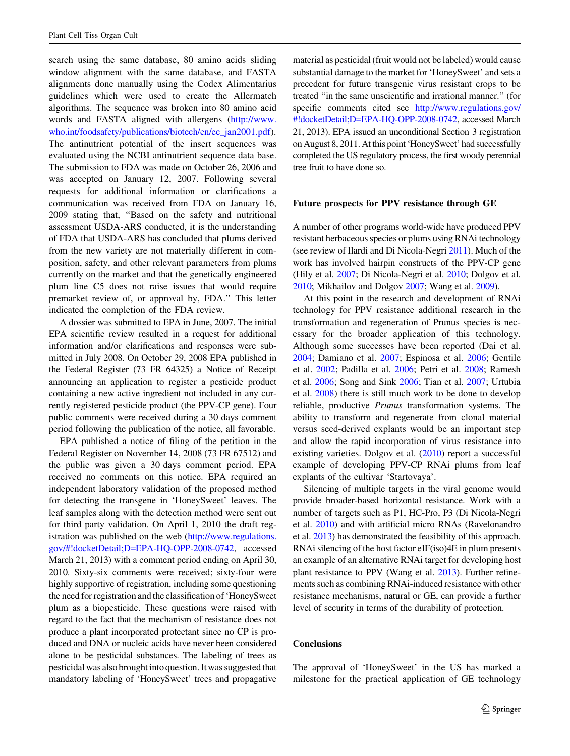search using the same database, 80 amino acids sliding window alignment with the same database, and FASTA alignments done manually using the Codex Alimentarius guidelines which were used to create the Allermatch algorithms. The sequence was broken into 80 amino acid words and FASTA aligned with allergens (http://www.who.int/foodsafety/publications/biotech/en/ec_jan2001.pdf). The antinutrient potential of the insert sequences was evaluated using the NCBI antinutrient sequence data base. The submission to FDA was made on October 26, 2006 and was accepted on January 12, 2007. Following several requests for additional information or clarifications a communication was received from FDA on January 16, 2009 stating that, "Based on the safety and nutritional assessment USDA-ARS conducted, it is the understanding of FDA that USDA-ARS has concluded that plums derived from the new variety are not materially different in composition, safety, and other relevant parameters from plums currently on the market and that the genetically engineered plum line C5 does not raise issues that would require premarket review of, or approval by, FDA." This letter indicated the completion of the FDA review.

A dossier was submitted to EPA in June, 2007. The initial EPA scientific review resulted in a request for additional information and/or clarifications and responses were submitted in July 2008. On October 29, 2008 EPA published in the Federal Register (73 FR 64325) a Notice of Receipt announcing an application to register a pesticide product containing a new active ingredient not included in any currently registered pesticide product (the PPV-CP gene). Four public comments were received during a 30 days comment period following the publication of the notice, all favorable.

EPA published a notice of filing of the petition in the Federal Register on November 14, 2008 (73 FR 67512) and the public was given a 30 days comment period. EPA received no comments on this notice. EPA required an independent laboratory validation of the proposed method for detecting the transgene in 'HoneySweet' leaves. The leaf samples along with the detection method were sent out for third party validation. On April 1, 2010 the draft registration was published on the web (http://www.regulations.gov/#!docketDetail;D=EPA-HQ-OPP-2008-0742, accessed March 21, 2013) with a comment period ending on April 30, 2010. Sixty-six comments were received; sixty-four were highly supportive of registration, including some questioning the need for registration and the classification of 'HoneySweet plum as a biopesticide. These questions were raised with regard to the fact that the mechanism of resistance does not produce a plant incorporated protectant since no CP is produced and DNA or nucleic acids have never been considered alone to be pesticidal substances. The labeling of trees as pesticidal was also brought into question. It was suggested that mandatory labeling of 'HoneySweet' trees and propagative material as pesticidal (fruit would not be labeled) would cause substantial damage to the market for 'HoneySweet' and sets a precedent for future transgenic virus resistant crops to be treated "in the same unscientific and irrational manner." (for specific comments cited see http://www.regulations.gov/#!docketDetail;D=EPA-HQ-OPP-2008-0742, accessed March 21, 2013). EPA issued an unconditional Section 3 registration on August 8, 2011. At this point 'HoneySweet' had successfully completed the US regulatory process, the first woody perennial tree fruit to have done so.

## Future prospects for PPV resistance through GE

A number of other programs world-wide have produced PPV resistant herbaceous species or plums using RNAi technology (see review of Ilardi and Di Nicola-Negri 2011). Much of the work has involved hairpin constructs of the PPV-CP gene (Hily et al. 2007; Di Nicola-Negri et al. 2010; Dolgov et al. 2010; Mikhailov and Dolgov 2007; Wang et al. 2009).

At this point in the research and development of RNAi technology for PPV resistance additional research in the transformation and regeneration of Prunus species is necessary for the broader application of this technology. Although some successes have been reported (Dai et al. 2004; Damiano et al. 2007; Espinosa et al. 2006; Gentile et al. 2002; Padilla et al. 2006; Petri et al. 2008; Ramesh et al. 2006; Song and Sink 2006; Tian et al. 2007; Urtubia et al. 2008) there is still much work to be done to develop reliable, productive *Prunus* transformation systems. The ability to transform and regenerate from clonal material versus seed-derived explants would be an important step and allow the rapid incorporation of virus resistance into existing varieties. Dolgov et al. (2010) report a successful example of developing PPV-CP RNAi plums from leaf explants of the cultivar 'Startovaya'.

Silencing of multiple targets in the viral genome would provide broader-based horizontal resistance. Work with a number of targets such as P1, HC-Pro, P3 (Di Nicola-Negri et al. 2010) and with artificial micro RNAs (Ravelonandro et al. 2013) has demonstrated the feasibility of this approach. RNAi silencing of the host factor eIF(iso)4E in plum presents an example of an alternative RNAi target for developing host plant resistance to PPV (Wang et al. 2013). Further refinements such as combining RNAi-induced resistance with other resistance mechanisms, natural or GE, can provide a further level of security in terms of the durability of protection.

## Conclusions

The approval of 'HoneySweet' in the US has marked a milestone for the practical application of GE technology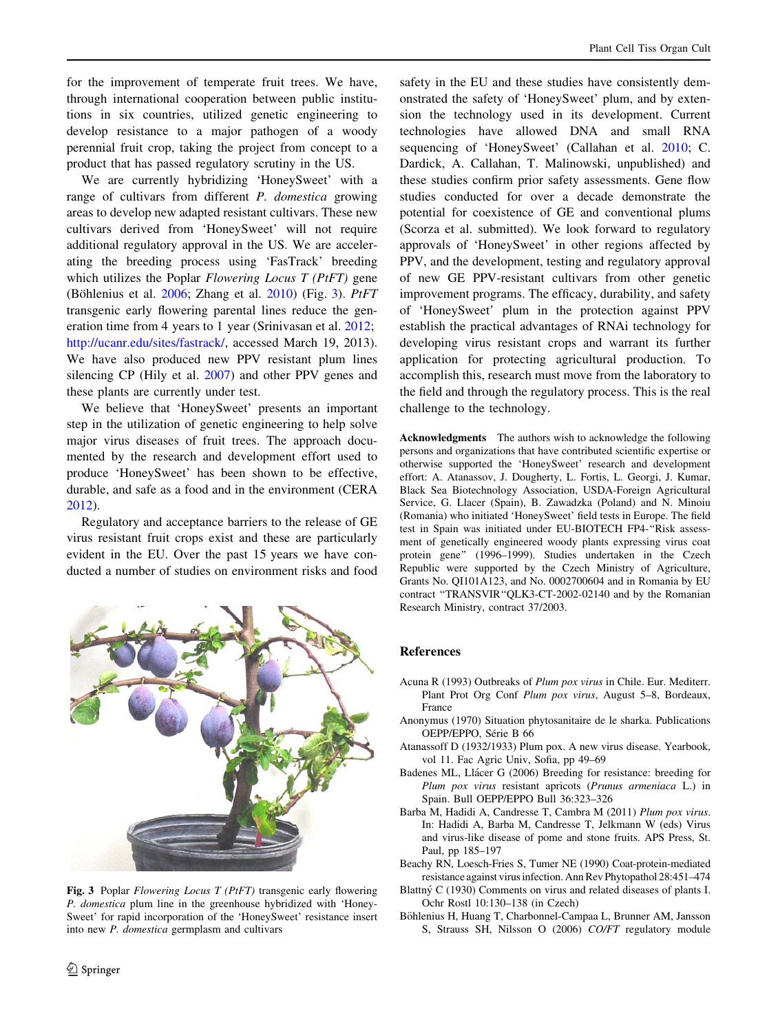for the improvement of temperate fruit trees. We have, through international cooperation between public institutions in six countries, utilized genetic engineering to develop resistance to a major pathogen of a woody perennial fruit crop, taking the project from concept to a product that has passed regulatory scrutiny in the US.

We are currently hybridizing 'HoneySweet' with a range of cultivars from different *P. domestica* growing areas to develop new adapted resistant cultivars. These new cultivars derived from 'HoneySweet' will not require additional regulatory approval in the US. We are accelerating the breeding process using 'FasTrack' breeding which utilizes the Poplar *Flowering Locus T (PtFT)* gene (Böhlenius et al. 2006; Zhang et al. 2010) (Fig. 3). *PtFT* transgenic early flowering parental lines reduce the generation time from 4 years to 1 year (Srinivasan et al. 2012; http://ucanr.edu/sites/fastrack/, accessed March 19, 2013). We have also produced new PPV resistant plum lines silencing CP (Hily et al. 2007) and other PPV genes and these plants are currently under test.

We believe that 'HoneySweet' presents an important step in the utilization of genetic engineering to help solve major virus diseases of fruit trees. The approach documented by the research and development effort used to produce 'HoneySweet' has been shown to be effective, durable, and safe as a food and in the environment (CERA 2012).

Regulatory and acceptance barriers to the release of GE virus resistant fruit crops exist and these are particularly evident in the EU. Over the past 15 years we have conducted a number of studies on environment risks and food safety in the EU and these studies have consistently demonstrated the safety of 'HoneySweet' plum, and by extension the technology used in its development. Current technologies have allowed DNA and small RNA sequencing of 'HoneySweet' (Callahan et al. 2010; C. Dardick, A. Callahan, T. Malinowski, unpublished) and these studies confirm prior safety assessments. Gene flow studies conducted for over a decade demonstrate the potential for coexistence of GE and conventional plums (Scorza et al. submitted). We look forward to regulatory approvals of 'HoneySweet' in other regions affected by PPV, and the development, testing and regulatory approval of new GE PPV-resistant cultivars from other genetic improvement programs. The efficacy, durability, and safety of 'HoneySweet' plum in the protection against PPV establish the practical advantages of RNAi technology for developing virus resistant crops and warrant its further application for protecting agricultural production. To accomplish this, research must move from the laboratory to the field and through the regulatory process. This is the real challenge to the technology.

**Fig. 3** Poplar *Flowering Locus T (PtFT)* transgenic early flowering *P. domestica* plum line in the greenhouse hybridized with 'HoneySweet' for rapid incorporation of the 'HoneySweet' resistance insert into new *P. domestica* germplasm and cultivars

**Acknowledgments** The authors wish to acknowledge the following persons and organizations that have contributed scientific expertise or otherwise supported the 'HoneySweet' research and development effort: A. Atanassov, J. Dougherty, L. Fortis, L. Georgi, J. Kumar, Black Sea Biotechnology Association, USDA-Foreign Agricultural Service, G. Llacer (Spain), B. Zawadzka (Poland) and N. Minoiu (Romania) who initiated 'HoneySweet' field tests in Europe. The field test in Spain was initiated under EU-BIOTECH FP4-"Risk assessment of genetically engineered woody plants expressing virus coat protein gene" (1996–1999). Studies undertaken in the Czech Republic were supported by the Czech Ministry of Agriculture, Grants No. QI101A123, and No. 0002700604 and in Romania by EU contract "TRANSVIR"QLK3-CT-2002-02140 and by the Romanian Research Ministry, contract 37/2003.

## References

Acuna R (1993) Outbreaks of *Plum pox virus* in Chile. Eur. Mediterr. Plant Prot Org Conf *Plum pox virus*, August 5–8, Bordeaux, France

Anonymus (1970) Situation phytosanitaire de le sharka. Publications OEPP/EPPO, Série B 66

Atanassoff D (1932/1933) Plum pox. A new virus disease. Yearbook, vol 11. Fac Agric Univ, Sofia, pp 49–69

Badenes ML, Llácer G (2006) Breeding for resistance: breeding for *Plum pox virus* resistant apricots (*Prunus armeniaca* L.) in Spain. Bull OEPP/EPPO Bull 36:323–326

Barba M, Hadidi A, Candresse T, Cambra M (2011) *Plum pox virus*. In: Hadidi A, Barba M, Candresse T, Jelkmann W (eds) Virus and virus-like disease of pome and stone fruits. APS Press, St. Paul, pp 185–197

Beachy RN, Loesch-Fries S, Tumer NE (1990) Coat-protein-mediated resistance against virus infection. Ann Rev Phytopathol 28:451–474

Blattný C (1930) Comments on virus and related diseases of plants I. Ochr Rostl 10:130–138 (in Czech)

Böhlenius H, Huang T, Charbonnel-Campaa L, Brunner AM, Jansson S, Strauss SH, Nilsson O (2006) *CO/FT* regulatory module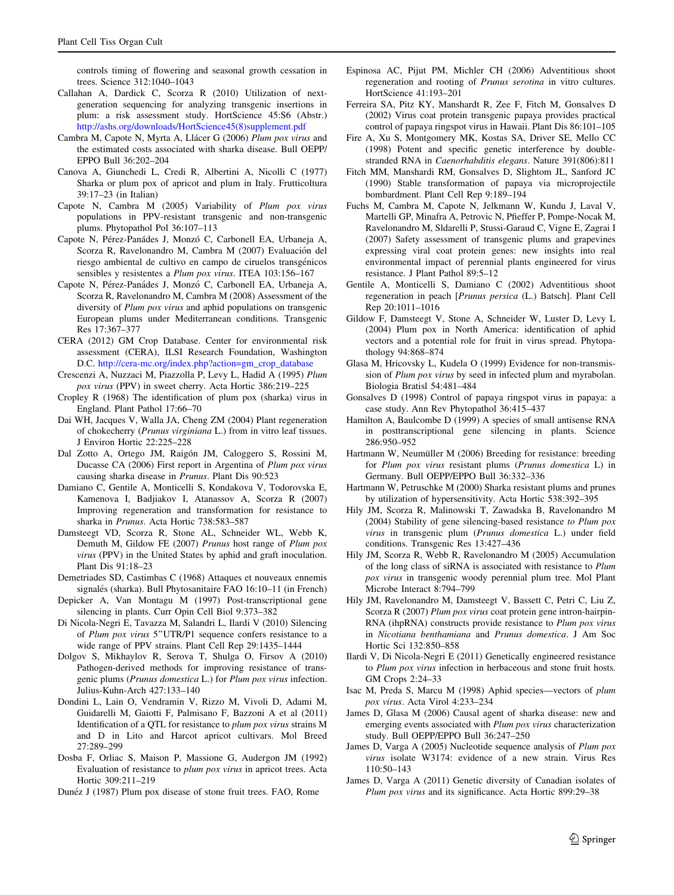controls timing of flowering and seasonal growth cessation in trees. Science 312:1040–1043

Callahan A, Dardick C, Scorza R (2010) Utilization of next-generation sequencing for analyzing transgenic insertions in plum: a risk assessment study. HortScience 45:S6 (Abstr.) http://ashs.org/downloads/HortScience45(8)supplement.pdf

Cambra M, Capote N, Myrta A, Llácer G (2006) *Plum pox virus* and the estimated costs associated with sharka disease. Bull OEPP/EPPO Bull 36:202–204

Canova A, Giunchedi L, Credi R, Albertini A, Nicolli C (1977) Sharka or plum pox of apricot and plum in Italy. Frutticoltura 39:17–23 (in Italian)

Capote N, Cambra M (2005) Variability of *Plum pox virus* populations in PPV-resistant transgenic and non-transgenic plums. Phytopathol Pol 36:107–113

Capote N, Pérez-Panádes J, Monzó C, Carbonell EA, Urbaneja A, Scorza R, Ravelonandro M, Cambra M (2007) Evaluación del riesgo ambiental de cultivo en campo de ciruelos transgénicos sensibles y resistentes a *Plum pox virus*. ITEA 103:156–167

Capote N, Pérez-Panádes J, Monzó C, Carbonell EA, Urbaneja A, Scorza R, Ravelonandro M, Cambra M (2008) Assessment of the diversity of *Plum pox virus* and aphid populations on transgenic European plums under Mediterranean conditions. Transgenic Res 17:367–377

CERA (2012) GM Crop Database. Center for environmental risk assessment (CERA), ILSI Research Foundation, Washington D.C. http://cera-mc.org/index.php?action=gm_crop_database

Crescenzi A, Nuzzaci M, Piazzolla P, Levy L, Hadid A (1995) *Plum pox virus* (PPV) in sweet cherry. Acta Hortic 386:219–225

Cropley R (1968) The identification of plum pox (sharka) virus in England. Plant Pathol 17:66–70

Dai WH, Jacques V, Walla JA, Cheng ZM (2004) Plant regeneration of chokecherry (*Prunus virginiana* L.) from in vitro leaf tissues. J Environ Hortic 22:225–228

Dal Zotto A, Ortego JM, Raigón JM, Caloggero S, Rossini M, Ducasse CA (2006) First report in Argentina of *Plum pox virus* causing sharka disease in *Prunus*. Plant Dis 90:523

Damiano C, Gentile A, Monticelli S, Kondakova V, Todorovska E, Kamenova I, Badjiakov I, Atanassov A, Scorza R (2007) Improving regeneration and transformation for resistance to sharka in *Prunus*. Acta Hortic 738:583–587

Damsteegt VD, Scorza R, Stone AL, Schneider WL, Webb K, Demuth M, Gildow FE (2007) *Prunus* host range of *Plum pox virus* (PPV) in the United States by aphid and graft inoculation. Plant Dis 91:18–23

Demetriades SD, Castimbas C (1968) Attaques et nouveaux ennemis signalés (sharka). Bull Phytosanitaire FAO 16:10–11 (in French)

Depicker A, Van Montagu M (1997) Post-transcriptional gene silencing in plants. Curr Opin Cell Biol 9:373–382

Di Nicola-Negri E, Tavazza M, Salandri L, Ilardi V (2010) Silencing of *Plum pox virus* 5''UTR/P1 sequence confers resistance to a wide range of PPV strains. Plant Cell Rep 29:1435–1444

Dolgov S, Mikhaylov R, Serova T, Shulga O, Firsov A (2010) Pathogen-derived methods for improving resistance of transgenic plums (*Prunus domestica* L.) for *Plum pox virus* infection. Julius-Kuhn-Arch 427:133–140

Dondini L, Lain O, Vendramin V, Rizzo M, Vivoli D, Adami M, Guidarelli M, Gaiotti F, Palmisano F, Bazzoni A et al (2011) Identification of a QTL for resistance to *plum pox virus* strains M and D in Lito and Harcot apricot cultivars. Mol Breed 27:289–299

Dosba F, Orliac S, Maison P, Massione G, Audergon JM (1992) Evaluation of resistance to *plum pox virus* in apricot trees. Acta Hortic 309:211–219

Dunéz J (1987) Plum pox disease of stone fruit trees. FAO, Rome

Espinosa AC, Pijut PM, Michler CH (2006) Adventitious shoot regeneration and rooting of *Prunus serotina* in vitro cultures. HortScience 41:193–201

Ferreira SA, Pitz KY, Manshardt R, Zee F, Fitch M, Gonsalves D (2002) Virus coat protein transgenic papaya provides practical control of papaya ringspot virus in Hawaii. Plant Dis 86:101–105

Fire A, Xu S, Montgomery MK, Kostas SA, Driver SE, Mello CC (1998) Potent and specific genetic interference by double-stranded RNA in *Caenorhabditis elegans*. Nature 391(806):811

Fitch MM, Manshardi RM, Gonsalves D, Slighton JL, Sanford JC (1990) Stable transformation of papaya via microprojectile bombardment. Plant Cell Rep 9:189–194

Fuchs M, Cambra M, Capote N, Jelkmann W, Kundu J, Laval V, Martelli GP, Minafra A, Petrovic N, Pfieffer P, Pompe-Nocak M, Ravelonandro M, Sldarelli P, Stussi-Garaud C, Vigne E, Zagrai I (2007) Safety assessment of transgenic plums and grapevines expressing viral coat protein genes: new insights into real environmental impact of perennial plants engineered for virus resistance. J Plant Pathol 89:5–12

Gentile A, Monticelli S, Damiano C (2002) Adventitious shoot regeneration in peach [*Prunus persica* (L.) Batsch]. Plant Cell Rep 20:1011–1016

Gildow F, Damsteegt V, Stone A, Schneider W, Luster D, Levy L (2004) Plum pox in North America: identification of aphid vectors and a potential role for fruit in virus spread. Phytopathology 94:868–874

Glasa M, Hricovsky L, Kudela O (1999) Evidence for non-transmission of *Plum pox virus* by seed in infected plum and myrabolan. Biologia Bratisl 54:481–484

Gonsalves D (1998) Control of papaya ringspot virus in papaya: a case study. Ann Rev Phytopathol 36:415–437

Hamilton A, Baulcombe D (1999) A species of small antisense RNA in posttranscriptional gene silencing in plants. Science 286:950–952

Hartmann W, Neumüller M (2006) Breeding for resistance: breeding for *Plum pox virus* resistant plums (*Prunus domestica* L) in Germany. Bull OEPP/EPPO Bull 36:332–336

Hartmann W, Petruschke M (2000) Sharka resistant plums and prunes by utilization of hypersensitivity. Acta Hortic 538:392–395

Hily JM, Scorza R, Malinowski T, Zawadska B, Ravelonandro M (2004) Stability of gene silencing-based resistance *to Plum pox virus* in transgenic plum (*Prunus domestica* L.) under field conditions. Transgenic Res 13:427–436

Hily JM, Scorza R, Webb R, Ravelonandro M (2005) Accumulation of the long class of siRNA is associated with resistance to *Plum pox virus* in transgenic woody perennial plum tree. Mol Plant Microbe Interact 8:794–799

Hily JM, Ravelonandro M, Damsteegt V, Bassett C, Petri C, Liu Z, Scorza R (2007) *Plum pox virus* coat protein gene intron-hairpin-RNA (ihpRNA) constructs provide resistance to *Plum pox virus* in *Nicotiana benthamiana* and *Prunus domestica*. J Am Soc Hortic Sci 132:850–858

Ilardi V, Di Nicola-Negri E (2011) Genetically engineered resistance to *Plum pox virus* infection in herbaceous and stone fruit hosts. GM Crops 2:24–33

Isac M, Preda S, Marcu M (1998) Aphid species—vectors of *plum pox virus*. Acta Virol 4:233–234

James D, Glasa M (2006) Causal agent of sharka disease: new and emerging events associated with *Plum pox virus* characterization study. Bull OEPP/EPPO Bull 36:247–250

James D, Varga A (2005) Nucleotide sequence analysis of *Plum pox virus* isolate W3174: evidence of a new strain. Virus Res 110:50–143

James D, Varga A (2011) Genetic diversity of Canadian isolates of *Plum pox virus* and its significance. Acta Hortic 899:29–38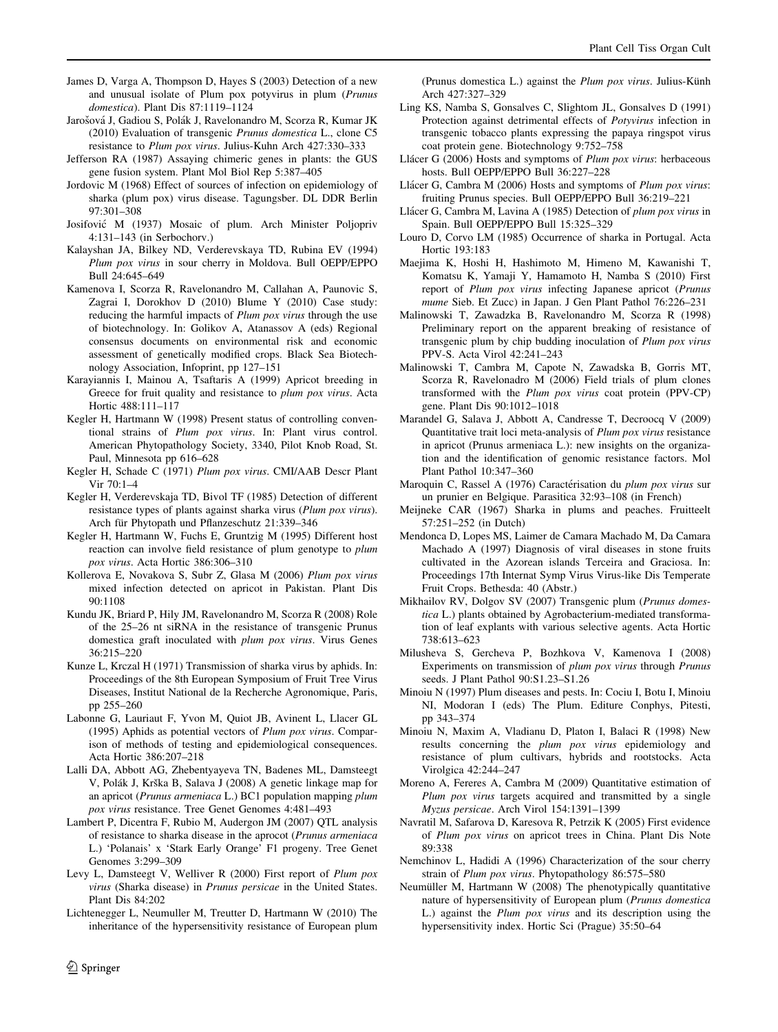James D, Varga A, Thompson D, Hayes S (2003) Detection of a new and unusual isolate of Plum pox potyvirus in plum (*Prunus domestica*). Plant Dis 87:1119–1124

Jarošová J, Gadiou S, Polák J, Ravelonandro M, Scorza R, Kumar JK (2010) Evaluation of transgenic *Prunus domestica* L., clone C5 resistance to *Plum pox virus*. Julius-Kuhn Arch 427:330–333

Jefferson RA (1987) Assaying chimeric genes in plants: the GUS gene fusion system. Plant Mol Biol Rep 5:387–405

Jordovic M (1968) Effect of sources of infection on epidemiology of sharka (plum pox) virus disease. Tagungsber. DL DDR Berlin 97:301–308

Josifović M (1937) Mosaic of plum. Arch Minister Poljopriv 4:131–143 (in Serbochorv.)

Kalayshan JA, Bilkey ND, Verderevskaya TD, Rubina EV (1994) *Plum pox virus* in sour cherry in Moldova. Bull OEPP/EPPO Bull 24:645–649

Kamenova I, Scorza R, Ravelonandro M, Callahan A, Paunovic S, Zagrai I, Dorokhov D (2010) Blume Y (2010) Case study: reducing the harmful impacts of *Plum pox virus* through the use of biotechnology. In: Golikov A, Atanassov A (eds) Regional consensus documents on environmental risk and economic assessment of genetically modified crops. Black Sea Biotechnology Association, Infoprint, pp 127–151

Karayiannis I, Mainou A, Tsaftaris A (1999) Apricot breeding in Greece for fruit quality and resistance to *plum pox virus*. Acta Hortic 488:111–117

Kegler H, Hartmann W (1998) Present status of controlling conventional strains of *Plum pox virus*. In: Plant virus control. American Phytopathology Society, 3340, Pilot Knob Road, St. Paul, Minnesota pp 616–628

Kegler H, Schade C (1971) *Plum pox virus*. CMI/AAB Descr Plant Vir 70:1–4

Kegler H, Verderevskaja TD, Bivol TF (1985) Detection of different resistance types of plants against sharka virus (*Plum pox virus*). Arch für Phytopath und Pflanzeschutz 21:339–346

Kegler H, Hartmann W, Fuchs E, Gruntzig M (1995) Different host reaction can involve field resistance of plum genotype to *plum pox virus*. Acta Hortic 386:306–310

Kollerova E, Novakova S, Subr Z, Glasa M (2006) *Plum pox virus* mixed infection detected on apricot in Pakistan. Plant Dis 90:1108

Kundu JK, Briard P, Hily JM, Ravelonandro M, Scorza R (2008) Role of the 25–26 nt siRNA in the resistance of transgenic Prunus domestica graft inoculated with *plum pox virus*. Virus Genes 36:215–220

Kunze L, Krczal H (1971) Transmission of sharka virus by aphids. In: Proceedings of the 8th European Symposium of Fruit Tree Virus Diseases, Institut National de la Recherche Agronomique, Paris, pp 255–260

Labonne G, Lauriaut F, Yvon M, Quiot JB, Avinent L, Llacer GL (1995) Aphids as potential vectors of *Plum pox virus*. Comparison of methods of testing and epidemiological consequences. Acta Hortic 386:207–218

Lalli DA, Abbott AG, Zhebentyayeva TN, Badenes ML, Damsteegt V, Polák J, Krška B, Salava J (2008) A genetic linkage map for an apricot (*Prunus armeniaca* L.) BC1 population mapping *plum pox virus* resistance. Tree Genet Genomes 4:481–493

Lambert P, Dicentra F, Rubio M, Audergon JM (2007) QTL analysis of resistance to sharka disease in the aprocot (*Prunus armeniaca* L.) 'Polanais' x 'Stark Early Orange' F1 progeny. Tree Genet Genomes 3:299–309

Levy L, Damsteegt V, Welliver R (2000) First report of *Plum pox virus* (Sharka disease) in *Prunus persicae* in the United States. Plant Dis 84:202

Lichtenegger L, Neumuller M, Treutter D, Hartmann W (2010) The inheritance of the hypersensitivity resistance of European plum (Prunus domestica L.) against the *Plum pox virus*. Julius-Kühn Arch 427:327–329

Ling KS, Namba S, Gonsalves C, Slightom JL, Gonsalves D (1991) Protection against detrimental effects of *Potyvirus* infection in transgenic tobacco plants expressing the papaya ringspot virus coat protein gene. Biotechnology 9:752–758

Llácer G (2006) Hosts and symptoms of *Plum pox virus*: herbaceous hosts. Bull OEPP/EPPO Bull 36:227–228

Llácer G, Cambra M (2006) Hosts and symptoms of *Plum pox virus*: fruiting Prunus species. Bull OEPP/EPPO Bull 36:219–221

Llácer G, Cambra M, Lavina A (1985) Detection of *plum pox virus* in Spain. Bull OEPP/EPPO Bull 15:325–329

Louro D, Corvo LM (1985) Occurrence of sharka in Portugal. Acta Hortic 193:183

Maejima K, Hoshi H, Hashimoto M, Himeno M, Kawanishi T, Komatsu K, Yamaji Y, Hamamoto H, Namba S (2010) First report of *Plum pox virus* infecting Japanese apricot (*Prunus mume* Sieb. Et Zucc) in Japan. J Gen Plant Pathol 76:226–231

Malinowski T, Zawadzka B, Ravelonandro M, Scorza R (1998) Preliminary report on the apparent breaking of resistance of transgenic plum by chip budding inoculation of *Plum pox virus* PPV-S. Acta Virol 42:241–243

Malinowski T, Cambra M, Capote N, Zawadska B, Gorris MT, Scorza R, Ravelonadro M (2006) Field trials of plum clones transformed with the *Plum pox virus* coat protein (PPV-CP) gene. Plant Dis 90:1012–1018

Marandel G, Salava J, Abbott A, Candresse T, Decroocq V (2009) Quantitative trait loci meta-analysis of *Plum pox virus* resistance in apricot (Prunus armeniaca L.): new insights on the organization and the identification of genomic resistance factors. Mol Plant Pathol 10:347–360

Maroquin C, Rassel A (1976) Caractérisation du *plum pox virus* sur un prunier en Belgique. Parasitica 32:93–108 (in French)

Meijneke CAR (1967) Sharka in plums and peaches. Fruitteelt 57:251–252 (in Dutch)

Mendonca D, Lopes MS, Laimer de Camara Machado M, Da Camara Machado A (1997) Diagnosis of viral diseases in stone fruits cultivated in the Azorean islands Terceira and Graciosa. In: Proceedings 17th Internat Symp Virus Virus-like Dis Temperate Fruit Crops. Bethesda: 40 (Abstr.)

Mikhailov RV, Dolgov SV (2007) Transgenic plum (*Prunus domestica* L.) plants obtained by Agrobacterium-mediated transformation of leaf explants with various selective agents. Acta Hortic 738:613–623

Milusheva S, Gercheva P, Bozhkova V, Kamenova I (2008) Experiments on transmission of *plum pox virus* through *Prunus* seeds. J Plant Pathol 90:S1.23–S1.26

Minoiu N (1997) Plum diseases and pests. In: Cociu I, Botu I, Minoiu NI, Modoran I (eds) The Plum. Editure Conphys, Pitesti, pp 343–374

Minoiu N, Maxim A, Vladianu D, Platon I, Balaci R (1998) New results concerning the *plum pox virus* epidemiology and resistance of plum cultivars, hybrids and rootstocks. Acta Virolgica 42:244–247

Moreno A, Fereres A, Cambra M (2009) Quantitative estimation of *Plum pox virus* targets acquired and transmitted by a single *Myzus persicae*. Arch Virol 154:1391–1399

Navratil M, Safarova D, Karesova R, Petrzik K (2005) First evidence of *Plum pox virus* on apricot trees in China. Plant Dis Note 89:338

Nemchinov L, Hadidi A (1996) Characterization of the sour cherry strain of *Plum pox virus*. Phytopathology 86:575–580

Neumüller M, Hartmann W (2008) The phenotypically quantitative nature of hypersensitivity of European plum (*Prunus domestica* L.) against the *Plum pox virus* and its description using the hypersensitivity index. Hortic Sci (Prague) 35:50–64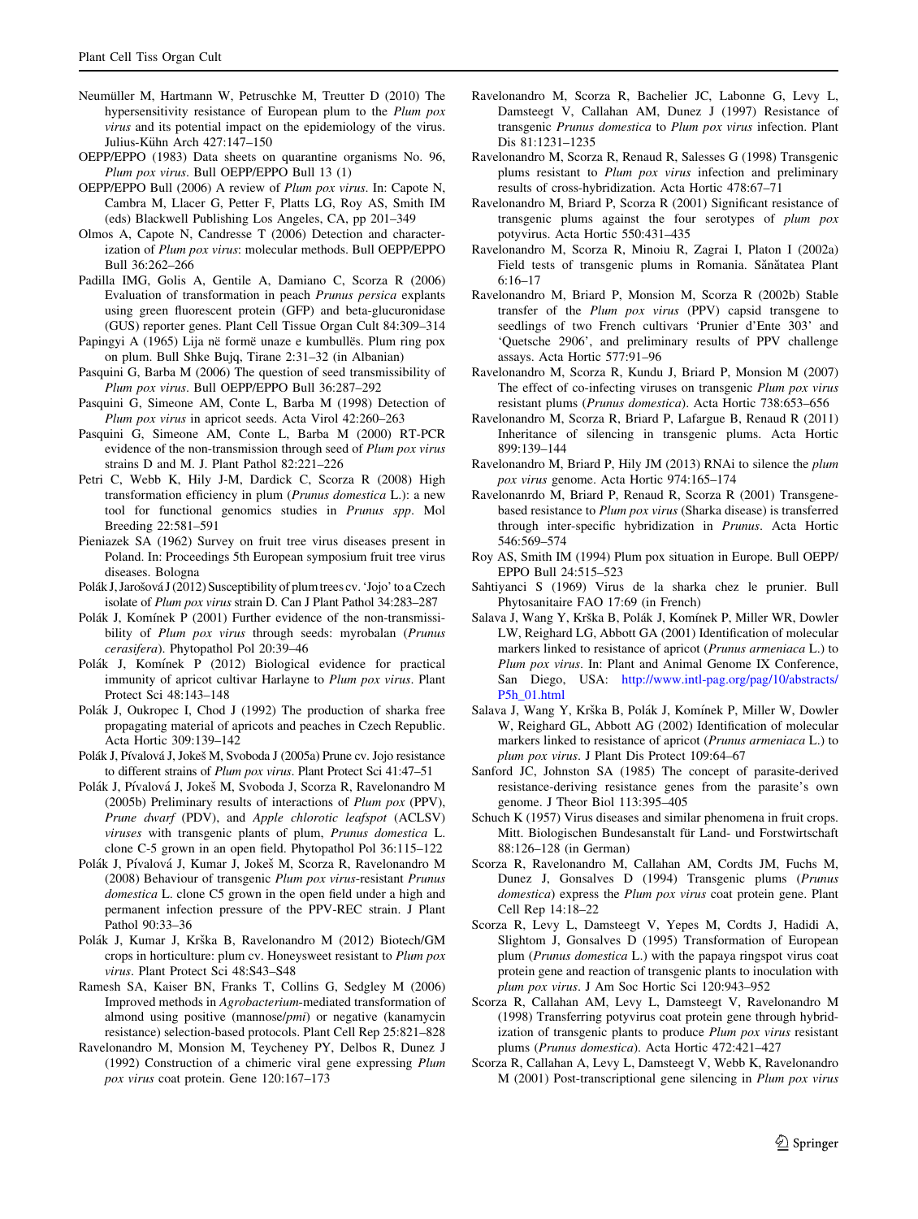Neumüller M, Hartmann W, Petruschke M, Treutter D (2010) The hypersensitivity resistance of European plum to the *Plum pox virus* and its potential impact on the epidemiology of the virus. Julius-Kühn Arch 427:147–150

OEPP/EPPO (1983) Data sheets on quarantine organisms No. 96, *Plum pox virus*. Bull OEPP/EPPO Bull 13 (1)

OEPP/EPPO Bull (2006) A review of *Plum pox virus*. In: Capote N, Cambra M, Llacer G, Petter F, Platts LG, Roy AS, Smith IM (eds) Blackwell Publishing Los Angeles, CA, pp 201–349

Olmos A, Capote N, Candresse T (2006) Detection and characterization of *Plum pox virus*: molecular methods. Bull OEPP/EPPO Bull 36:262–266

Padilla IMG, Golis A, Gentile A, Damiano C, Scorza R (2006) Evaluation of transformation in peach *Prunus persica* explants using green fluorescent protein (GFP) and beta-glucuronidase (GUS) reporter genes. Plant Cell Tissue Organ Cult 84:309–314

Papingyi A (1965) Lija në formë unaze e kumbullës. Plum ring pox on plum. Bull Shke Bujq, Tirane 2:31–32 (in Albanian)

Pasquini G, Barba M (2006) The question of seed transmissibility of *Plum pox virus*. Bull OEPP/EPPO Bull 36:287–292

Pasquini G, Simeone AM, Conte L, Barba M (1998) Detection of *Plum pox virus* in apricot seeds. Acta Virol 42:260–263

Pasquini G, Simeone AM, Conte L, Barba M (2000) RT-PCR evidence of the non-transmission through seed of *Plum pox virus* strains D and M. J. Plant Pathol 82:221–226

Petri C, Webb K, Hily J-M, Dardick C, Scorza R (2008) High transformation efficiency in plum (*Prunus domestica* L.): a new tool for functional genomics studies in *Prunus spp*. Mol Breeding 22:581–591

Pieniazek SA (1962) Survey on fruit tree virus diseases present in Poland. In: Proceedings 5th European symposium fruit tree virus diseases. Bologna

Polák J, Jarošová J (2012) Susceptibility of plum trees cv. 'Jojo' to a Czech isolate of *Plum pox virus* strain D. Can J Plant Pathol 34:283–287

Polák J, Komínek P (2001) Further evidence of the non-transmissibility of *Plum pox virus* through seeds: myrobalan (*Prunus cerasifera*). Phytopathol Pol 20:39–46

Polák J, Komínek P (2012) Biological evidence for practical immunity of apricot cultivar Harlayne to *Plum pox virus*. Plant Protect Sci 48:143–148

Polák J, Oukropec I, Chod J (1992) The production of sharka free propagating material of apricots and peaches in Czech Republic. Acta Hortic 309:139–142

Polák J, Pívalová J, Jokeš M, Svoboda J (2005a) Prune cv. Jojo resistance to different strains of *Plum pox virus*. Plant Protect Sci 41:47–51

Polák J, Pívalová J, Jokeš M, Svoboda J, Scorza R, Ravelonandro M (2005b) Preliminary results of interactions of *Plum pox* (PPV), *Prune dwarf* (PDV), and *Apple chlorotic leafspot* (ACLSV) *viruses* with transgenic plants of plum, *Prunus domestica* L. clone C-5 grown in an open field. Phytopathol Pol 36:115–122

Polák J, Pívalová J, Kumar J, Jokeš M, Scorza R, Ravelonandro M (2008) Behaviour of transgenic *Plum pox virus*-resistant *Prunus domestica* L. clone C5 grown in the open field under a high and permanent infection pressure of the PPV-REC strain. J Plant Pathol 90:33–36

Polák J, Kumar J, Krška B, Ravelonandro M (2012) Biotech/GM crops in horticulture: plum cv. Honeysweet resistant to *Plum pox virus*. Plant Protect Sci 48:S43–S48

Ramesh SA, Kaiser BN, Franks T, Collins G, Sedgley M (2006) Improved methods in *Agrobacterium*-mediated transformation of almond using positive (mannose/*pmi*) or negative (kanamycin resistance) selection-based protocols. Plant Cell Rep 25:821–828

Ravelonandro M, Monsion M, Teycheney PY, Delbos R, Dunez J (1992) Construction of a chimeric viral gene expressing *Plum pox virus* coat protein. Gene 120:167–173

Ravelonandro M, Scorza R, Bachelier JC, Labonne G, Levy L, Damsteegt V, Callahan AM, Dunez J (1997) Resistance of transgenic *Prunus domestica* to *Plum pox virus* infection. Plant Dis 81:1231–1235

Ravelonandro M, Scorza R, Renaud R, Salesses G (1998) Transgenic plums resistant to *Plum pox virus* infection and preliminary results of cross-hybridization. Acta Hortic 478:67–71

Ravelonandro M, Briard P, Scorza R (2001) Significant resistance of transgenic plums against the four serotypes of *plum pox* potyvirus. Acta Hortic 550:431–435

Ravelonandro M, Scorza R, Minoiu R, Zagrai I, Platon I (2002a) Field tests of transgenic plums in Romania. Sănătatea Plant 6:16–17

Ravelonandro M, Briard P, Monsion M, Scorza R (2002b) Stable transfer of the *Plum pox virus* (PPV) capsid transgene to seedlings of two French cultivars 'Prunier d'Ente 303' and 'Quetsche 2906', and preliminary results of PPV challenge assays. Acta Hortic 577:91–96

Ravelonandro M, Scorza R, Kundu J, Briard P, Monsion M (2007) The effect of co-infecting viruses on transgenic *Plum pox virus* resistant plums (*Prunus domestica*). Acta Hortic 738:653–656

Ravelonandro M, Scorza R, Briard P, Lafargue B, Renaud R (2011) Inheritance of silencing in transgenic plums. Acta Hortic 899:139–144

Ravelonandro M, Briard P, Hily JM (2013) RNAi to silence the *plum pox virus* genome. Acta Hortic 974:165–174

Ravelonanrdo M, Briard P, Renaud R, Scorza R (2001) Transgene-based resistance to *Plum pox virus* (Sharka disease) is transferred through inter-specific hybridization in *Prunus*. Acta Hortic 546:569–574

Roy AS, Smith IM (1994) Plum pox situation in Europe. Bull OEPP/EPPO Bull 24:515–523

Sahtiyanci S (1969) Virus de la sharka chez le prunier. Bull Phytosanitaire FAO 17:69 (in French)

Salava J, Wang Y, Krška B, Polák J, Komínek P, Miller WR, Dowler LW, Reighard LG, Abbott GA (2001) Identification of molecular markers linked to resistance of apricot (*Prunus armeniaca* L.) to *Plum pox virus*. In: Plant and Animal Genome IX Conference, San Diego, USA: http://www.intl-pag.org/pag/10/abstracts/P5h_01.html

Salava J, Wang Y, Krška B, Polák J, Komínek P, Miller W, Dowler W, Reighard GL, Abbott AG (2002) Identification of molecular markers linked to resistance of apricot (*Prunus armeniaca* L.) to *plum pox virus*. J Plant Dis Protect 109:64–67

Sanford JC, Johnston SA (1985) The concept of parasite-derived resistance-deriving resistance genes from the parasite's own genome. J Theor Biol 113:395–405

Schuch K (1957) Virus diseases and similar phenomena in fruit crops. Mitt. Biologischen Bundesanstalt für Land- und Forstwirtschaft 88:126–128 (in German)

Scorza R, Ravelonandro M, Callahan AM, Cordts JM, Fuchs M, Dunez J, Gonsalves D (1994) Transgenic plums (*Prunus domestica*) express the *Plum pox virus* coat protein gene. Plant Cell Rep 14:18–22

Scorza R, Levy L, Damsteegt V, Yepes M, Cordts J, Hadidi A, Slightom J, Gonsalves D (1995) Transformation of European plum (*Prunus domestica* L.) with the papaya ringspot virus coat protein gene and reaction of transgenic plants to inoculation with *plum pox virus*. J Am Soc Hortic Sci 120:943–952

Scorza R, Callahan AM, Levy L, Damsteegt V, Ravelonandro M (1998) Transferring potyvirus coat protein gene through hybridization of transgenic plants to produce *Plum pox virus* resistant plums (*Prunus domestica*). Acta Hortic 472:421–427

Scorza R, Callahan A, Levy L, Damsteegt V, Webb K, Ravelonandro M (2001) Post-transcriptional gene silencing in *Plum pox virus*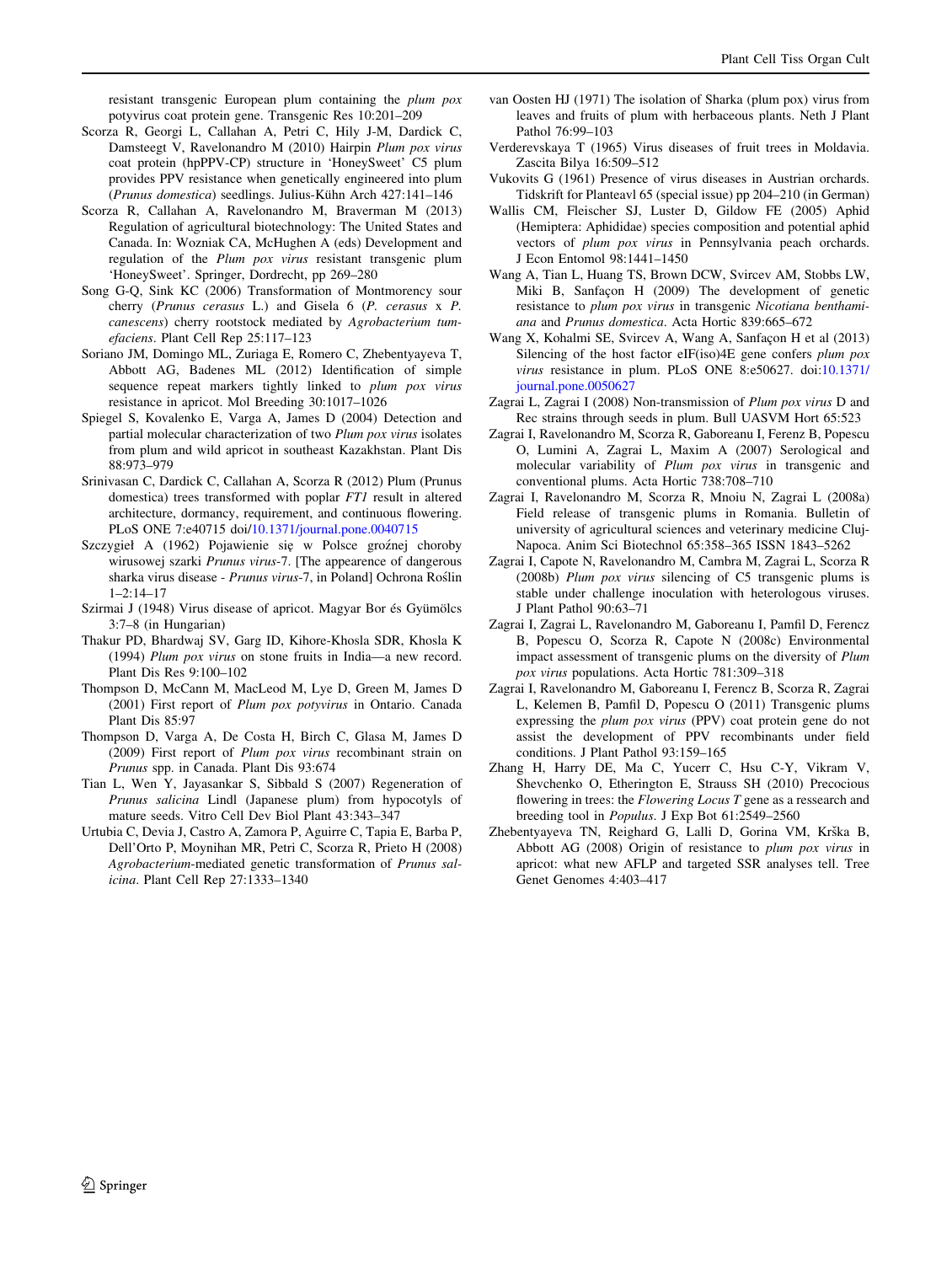resistant transgenic European plum containing the *plum pox* potyvirus coat protein gene. Transgenic Res 10:201–209

Scorza R, Georgi L, Callahan A, Petri C, Hily J-M, Dardick C, Damsteegt V, Ravelonandro M (2010) Hairpin *Plum pox virus* coat protein (hpPPV-CP) structure in 'HoneySweet' C5 plum provides PPV resistance when genetically engineered into plum (*Prunus domestica*) seedlings. Julius-Kühn Arch 427:141–146

Scorza R, Callahan A, Ravelonandro M, Braverman M (2013) Regulation of agricultural biotechnology: The United States and Canada. In: Wozniak CA, McHughen A (eds) Development and regulation of the *Plum pox virus* resistant transgenic plum 'HoneySweet'. Springer, Dordrecht, pp 269–280

Song G-Q, Sink KC (2006) Transformation of Montmorency sour cherry (*Prunus cerasus* L.) and Gisela 6 (*P. cerasus* x *P. canescens*) cherry rootstock mediated by *Agrobacterium tumefaciens*. Plant Cell Rep 25:117–123

Soriano JM, Domingo ML, Zuriaga E, Romero C, Zhebentyayeva T, Abbott AG, Badenes ML (2012) Identification of simple sequence repeat markers tightly linked to *plum pox virus* resistance in apricot. Mol Breeding 30:1017–1026

Spiegel S, Kovalenko E, Varga A, James D (2004) Detection and partial molecular characterization of two *Plum pox virus* isolates from plum and wild apricot in southeast Kazakhstan. Plant Dis 88:973–979

Srinivasan C, Dardick C, Callahan A, Scorza R (2012) Plum (Prunus domestica) trees transformed with poplar *FT1* result in altered architecture, dormancy, requirement, and continuous flowering. PLoS ONE 7:e40715 doi/10.1371/journal.pone.0040715

Szczygieł A (1962) Pojawienie się w Polsce groźnej choroby wirusowej szarki *Prunus virus*-7. [The appearence of dangerous sharka virus disease - *Prunus virus*-7, in Poland] Ochrona Roślin 1–2:14–17

Szirmai J (1948) Virus disease of apricot. Magyar Bor és Gyümölcs 3:7–8 (in Hungarian)

Thakur PD, Bhardwaj SV, Garg ID, Kihore-Khosla SDR, Khosla K (1994) *Plum pox virus* on stone fruits in India—a new record. Plant Dis Res 9:100–102

Thompson D, McCann M, MacLeod M, Lye D, Green M, James D (2001) First report of *Plum pox potyvirus* in Ontario. Canada Plant Dis 85:97

Thompson D, Varga A, De Costa H, Birch C, Glasa M, James D (2009) First report of *Plum pox virus* recombinant strain on *Prunus* spp. in Canada. Plant Dis 93:674

Tian L, Wen Y, Jayasankar S, Sibbald S (2007) Regeneration of *Prunus salicina* Lindl (Japanese plum) from hypocotyls of mature seeds. Vitro Cell Dev Biol Plant 43:343–347

Urtubia C, Devia J, Castro A, Zamora P, Aguirre C, Tapia E, Barba P, Dell'Orto P, Moynihan MR, Petri C, Scorza R, Prieto H (2008) *Agrobacterium*-mediated genetic transformation of *Prunus salicina*. Plant Cell Rep 27:1333–1340

van Oosten HJ (1971) The isolation of Sharka (plum pox) virus from leaves and fruits of plum with herbaceous plants. Neth J Plant Pathol 76:99–103

Verderevskaya T (1965) Virus diseases of fruit trees in Moldavia. Zascita Bilya 16:509–512

Vukovits G (1961) Presence of virus diseases in Austrian orchards. Tidskrift for Planteavl 65 (special issue) pp 204–210 (in German)

Wallis CM, Fleischer SJ, Luster D, Gildow FE (2005) Aphid (Hemiptera: Aphididae) species composition and potential aphid vectors of *plum pox virus* in Pennsylvania peach orchards. J Econ Entomol 98:1441–1450

Wang A, Tian L, Huang TS, Brown DCW, Svircev AM, Stobbs LW, Miki B, Sanfaçon H (2009) The development of genetic resistance to *plum pox virus* in transgenic *Nicotiana benthamiana* and *Prunus domestica*. Acta Hortic 839:665–672

Wang X, Kohalmi SE, Svircev A, Wang A, Sanfaçon H et al (2013) Silencing of the host factor eIF(iso)4E gene confers *plum pox virus* resistance in plum. PLoS ONE 8:e50627. doi:10.1371/journal.pone.0050627

Zagrai L, Zagrai I (2008) Non-transmission of *Plum pox virus* D and Rec strains through seeds in plum. Bull UASVM Hort 65:523

Zagrai I, Ravelonandro M, Scorza R, Gaboreanu I, Ferenz B, Popescu O, Lumini A, Zagrai L, Maxim A (2007) Serological and molecular variability of *Plum pox virus* in transgenic and conventional plums. Acta Hortic 738:708–710

Zagrai I, Ravelonandro M, Scorza R, Mnoiu N, Zagrai L (2008a) Field release of transgenic plums in Romania. Bulletin of university of agricultural sciences and veterinary medicine Cluj-Napoca. Anim Sci Biotechnol 65:358–365 ISSN 1843–5262

Zagrai I, Capote N, Ravelonandro M, Cambra M, Zagrai L, Scorza R (2008b) *Plum pox virus* silencing of C5 transgenic plums is stable under challenge inoculation with heterologous viruses. J Plant Pathol 90:63–71

Zagrai I, Zagrai L, Ravelonandro M, Gaboreanu I, Pamfil D, Ferencz B, Popescu O, Scorza R, Capote N (2008c) Environmental impact assessment of transgenic plums on the diversity of *Plum pox virus* populations. Acta Hortic 781:309–318

Zagrai I, Ravelonandro M, Gaboreanu I, Ferencz B, Scorza R, Zagrai L, Kelemen B, Pamfil D, Popescu O (2011) Transgenic plums expressing the *plum pox virus* (PPV) coat protein gene do not assist the development of PPV recombinants under field conditions. J Plant Pathol 93:159–165

Zhang H, Harry DE, Ma C, Yucerr C, Hsu C-Y, Vikram V, Shevchenko O, Etherington E, Strauss SH (2010) Precocious flowering in trees: the *Flowering Locus T* gene as a ressearch and breeding tool in *Populus*. J Exp Bot 61:2549–2560

Zhebentyayeva TN, Reighard G, Lalli D, Gorina VM, Krška B, Abbott AG (2008) Origin of resistance to *plum pox virus* in apricot: what new AFLP and targeted SSR analyses tell. Tree Genet Genomes 4:403–417